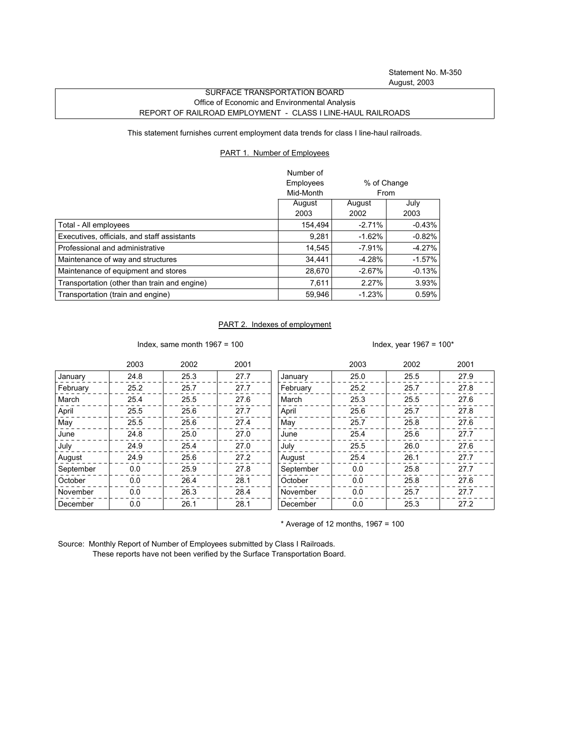Statement No. M-350
August, 2003

SURFACE TRANSPORTATION BOARD
Office of Economic and Environmental Analysis
REPORT OF RAILROAD EMPLOYMENT - CLASS I LINE-HAUL RAILROADS

This statement furnishes current employment data trends for class I line-haul railroads.

## PART 1. Number of Employees

| | Number of Employees Mid-Month | % of Change From | |
|---|---|---|---|
| | August 2003 | August 2002 | July 2003 |
| Total - All employees | 154,494 | -2.71% | -0.43% |
| Executives, officials, and staff assistants | 9,281 | -1.62% | -0.82% |
| Professional and administrative | 14,545 | -7.91% | -4.27% |
| Maintenance of way and structures | 34,441 | -4.28% | -1.57% |
| Maintenance of equipment and stores | 28,670 | -2.67% | -0.13% |
| Transportation (other than train and engine) | 7,611 | 2.27% | 3.93% |
| Transportation (train and engine) | 59,946 | -1.23% | 0.59% |

## PART 2. Indexes of employment

Index, same month 1967 = 100

| | 2003 | 2002 | 2001 |
|---|---|---|---|
| January | 24.8 | 25.3 | 27.7 |
| February | 25.2 | 25.7 | 27.7 |
| March | 25.4 | 25.5 | 27.6 |
| April | 25.5 | 25.6 | 27.7 |
| May | 25.5 | 25.6 | 27.4 |
| June | 24.8 | 25.0 | 27.0 |
| July | 24.9 | 25.4 | 27.0 |
| August | 24.9 | 25.6 | 27.2 |
| September | 0.0 | 25.9 | 27.8 |
| October | 0.0 | 26.4 | 28.1 |
| November | 0.0 | 26.3 | 28.4 |
| December | 0.0 | 26.1 | 28.1 |

Index, year 1967 = 100*

| | 2003 | 2002 | 2001 |
|---|---|---|---|
| January | 25.0 | 25.5 | 27.9 |
| February | 25.2 | 25.7 | 27.8 |
| March | 25.3 | 25.5 | 27.6 |
| April | 25.6 | 25.7 | 27.8 |
| May | 25.7 | 25.8 | 27.6 |
| June | 25.4 | 25.6 | 27.7 |
| July | 25.5 | 26.0 | 27.6 |
| August | 25.4 | 26.1 | 27.7 |
| September | 0.0 | 25.8 | 27.7 |
| October | 0.0 | 25.8 | 27.6 |
| November | 0.0 | 25.7 | 27.7 |
| December | 0.0 | 25.3 | 27.2 |

* Average of 12 months, 1967 = 100

Source: Monthly Report of Number of Employees submitted by Class I Railroads.
These reports have not been verified by the Surface Transportation Board.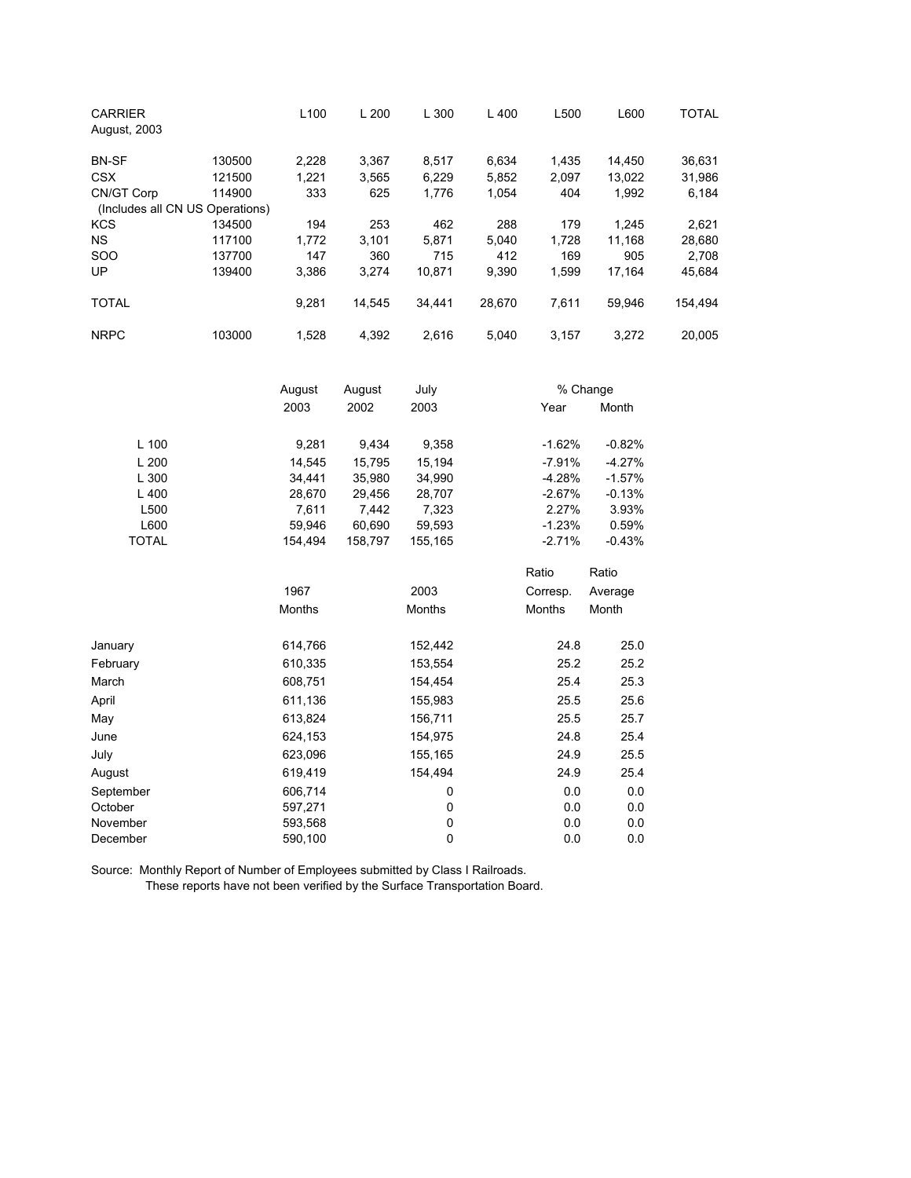| CARRIER August, 2003 | | L100 | L 200 | L 300 | L 400 | L500 | L600 | TOTAL |
|---|---|---|---|---|---|---|---|---|
| BN-SF | 130500 | 2,228 | 3,367 | 8,517 | 6,634 | 1,435 | 14,450 | 36,631 |
| CSX | 121500 | 1,221 | 3,565 | 6,229 | 5,852 | 2,097 | 13,022 | 31,986 |
| CN/GT Corp | 114900 | 333 | 625 | 1,776 | 1,054 | 404 | 1,992 | 6,184 |
| (Includes all CN US Operations) | | | | | | | | |
| KCS | 134500 | 194 | 253 | 462 | 288 | 179 | 1,245 | 2,621 |
| NS | 117100 | 1,772 | 3,101 | 5,871 | 5,040 | 1,728 | 11,168 | 28,680 |
| SOO | 137700 | 147 | 360 | 715 | 412 | 169 | 905 | 2,708 |
| UP | 139400 | 3,386 | 3,274 | 10,871 | 9,390 | 1,599 | 17,164 | 45,684 |
| TOTAL | | 9,281 | 14,545 | 34,441 | 28,670 | 7,611 | 59,946 | 154,494 |
| NRPC | 103000 | 1,528 | 4,392 | 2,616 | 5,040 | 3,157 | 3,272 | 20,005 |

| | August 2003 | August 2002 | July 2003 | % Change Year | % Change Month |
|---|---|---|---|---|---|
| L 100 | 9,281 | 9,434 | 9,358 | -1.62% | -0.82% |
| L 200 | 14,545 | 15,795 | 15,194 | -7.91% | -4.27% |
| L 300 | 34,441 | 35,980 | 34,990 | -4.28% | -1.57% |
| L 400 | 28,670 | 29,456 | 28,707 | -2.67% | -0.13% |
| L500 | 7,611 | 7,442 | 7,323 | 2.27% | 3.93% |
| L600 | 59,946 | 60,690 | 59,593 | -1.23% | 0.59% |
| TOTAL | 154,494 | 158,797 | 155,165 | -2.71% | -0.43% |

| | 1967 Months | 2003 Months | Ratio Corresp. Months | Ratio Average Month |
|---|---|---|---|---|
| January | 614,766 | 152,442 | 24.8 | 25.0 |
| February | 610,335 | 153,554 | 25.2 | 25.2 |
| March | 608,751 | 154,454 | 25.4 | 25.3 |
| April | 611,136 | 155,983 | 25.5 | 25.6 |
| May | 613,824 | 156,711 | 25.5 | 25.7 |
| June | 624,153 | 154,975 | 24.8 | 25.4 |
| July | 623,096 | 155,165 | 24.9 | 25.5 |
| August | 619,419 | 154,494 | 24.9 | 25.4 |
| September | 606,714 | 0 | 0.0 | 0.0 |
| October | 597,271 | 0 | 0.0 | 0.0 |
| November | 593,568 | 0 | 0.0 | 0.0 |
| December | 590,100 | 0 | 0.0 | 0.0 |

Source: Monthly Report of Number of Employees submitted by Class I Railroads.
These reports have not been verified by the Surface Transportation Board.